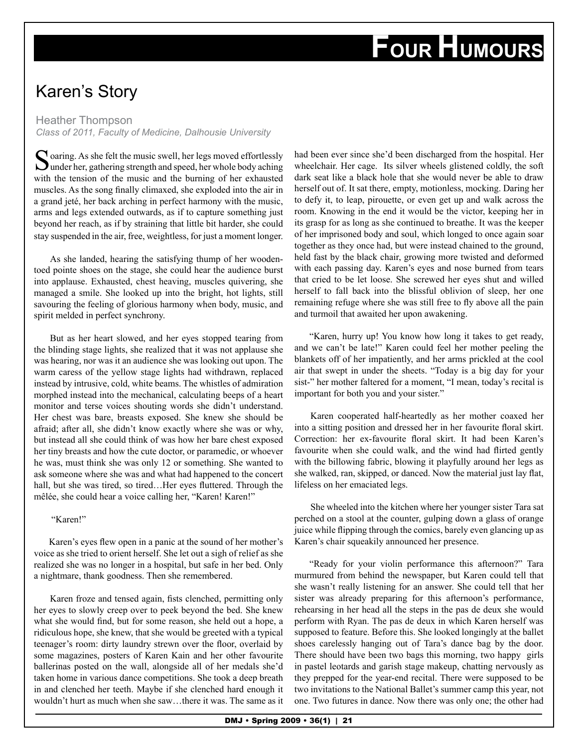# Four Humours

## Karen's Story

Heather Thompson
*Class of 2011, Faculty of Medicine, Dalhousie University*

Soaring. As she felt the music swell, her legs moved effortlessly under her, gathering strength and speed, her whole body aching with the tension of the music and the burning of her exhausted muscles. As the song finally climaxed, she exploded into the air in a grand jeté, her back arching in perfect harmony with the music, arms and legs extended outwards, as if to capture something just beyond her reach, as if by straining that little bit harder, she could stay suspended in the air, free, weightless, for just a moment longer.

As she landed, hearing the satisfying thump of her wooden-toed pointe shoes on the stage, she could hear the audience burst into applause. Exhausted, chest heaving, muscles quivering, she managed a smile. She looked up into the bright, hot lights, still savouring the feeling of glorious harmony when body, music, and spirit melded in perfect synchrony.

But as her heart slowed, and her eyes stopped tearing from the blinding stage lights, she realized that it was not applause she was hearing, nor was it an audience she was looking out upon. The warm caress of the yellow stage lights had withdrawn, replaced instead by intrusive, cold, white beams. The whistles of admiration morphed instead into the mechanical, calculating beeps of a heart monitor and terse voices shouting words she didn't understand. Her chest was bare, breasts exposed. She knew she should be afraid; after all, she didn't know exactly where she was or why, but instead all she could think of was how her bare chest exposed her tiny breasts and how the cute doctor, or paramedic, or whoever he was, must think she was only 12 or something. She wanted to ask someone where she was and what had happened to the concert hall, but she was tired, so tired…Her eyes fluttered. Through the mêlée, she could hear a voice calling her, "Karen! Karen!"

"Karen!"

Karen's eyes flew open in a panic at the sound of her mother's voice as she tried to orient herself. She let out a sigh of relief as she realized she was no longer in a hospital, but safe in her bed. Only a nightmare, thank goodness. Then she remembered.

Karen froze and tensed again, fists clenched, permitting only her eyes to slowly creep over to peek beyond the bed. She knew what she would find, but for some reason, she held out a hope, a ridiculous hope, she knew, that she would be greeted with a typical teenager's room: dirty laundry strewn over the floor, overlaid by some magazines, posters of Karen Kain and her other favourite ballerinas posted on the wall, alongside all of her medals she'd taken home in various dance competitions. She took a deep breath in and clenched her teeth. Maybe if she clenched hard enough it wouldn't hurt as much when she saw…there it was. The same as it had been ever since she'd been discharged from the hospital. Her wheelchair. Her cage. Its silver wheels glistened coldly, the soft dark seat like a black hole that she would never be able to draw herself out of. It sat there, empty, motionless, mocking. Daring her to defy it, to leap, pirouette, or even get up and walk across the room. Knowing in the end it would be the victor, keeping her in its grasp for as long as she continued to breathe. It was the keeper of her imprisoned body and soul, which longed to once again soar together as they once had, but were instead chained to the ground, held fast by the black chair, growing more twisted and deformed with each passing day. Karen's eyes and nose burned from tears that cried to be let loose. She screwed her eyes shut and willed herself to fall back into the blissful oblivion of sleep, her one remaining refuge where she was still free to fly above all the pain and turmoil that awaited her upon awakening.

"Karen, hurry up! You know how long it takes to get ready, and we can't be late!" Karen could feel her mother peeling the blankets off of her impatiently, and her arms prickled at the cool air that swept in under the sheets. "Today is a big day for your sist-" her mother faltered for a moment, "I mean, today's recital is important for both you and your sister."

Karen cooperated half-heartedly as her mother coaxed her into a sitting position and dressed her in her favourite floral skirt. Correction: her ex-favourite floral skirt. It had been Karen's favourite when she could walk, and the wind had flirted gently with the billowing fabric, blowing it playfully around her legs as she walked, ran, skipped, or danced. Now the material just lay flat, lifeless on her emaciated legs.

She wheeled into the kitchen where her younger sister Tara sat perched on a stool at the counter, gulping down a glass of orange juice while flipping through the comics, barely even glancing up as Karen's chair squeakily announced her presence.

"Ready for your violin performance this afternoon?" Tara murmured from behind the newspaper, but Karen could tell that she wasn't really listening for an answer. She could tell that her sister was already preparing for this afternoon's performance, rehearsing in her head all the steps in the pas de deux she would perform with Ryan. The pas de deux in which Karen herself was supposed to feature. Before this. She looked longingly at the ballet shoes carelessly hanging out of Tara's dance bag by the door. There should have been two bags this morning, two happy girls in pastel leotards and garish stage makeup, chatting nervously as they prepped for the year-end recital. There were supposed to be two invitations to the National Ballet's summer camp this year, not one. Two futures in dance. Now there was only one; the other had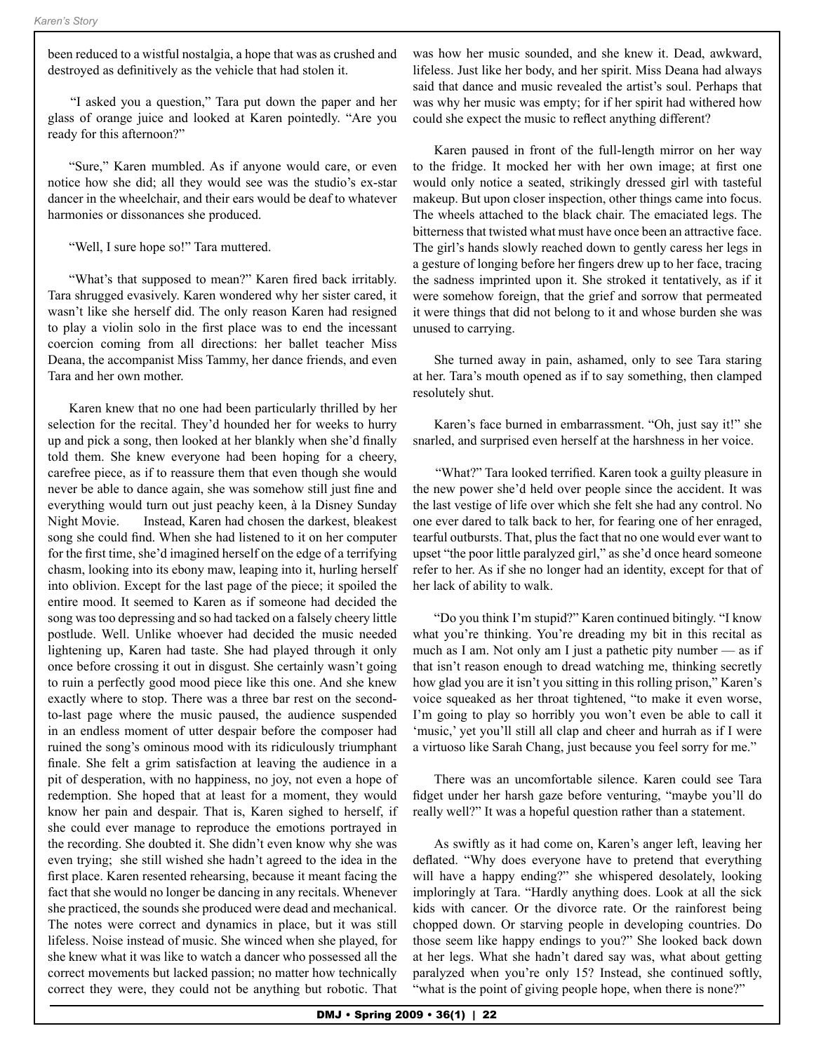been reduced to a wistful nostalgia, a hope that was as crushed and destroyed as definitively as the vehicle that had stolen it.

"I asked you a question," Tara put down the paper and her glass of orange juice and looked at Karen pointedly. "Are you ready for this afternoon?"

"Sure," Karen mumbled. As if anyone would care, or even notice how she did; all they would see was the studio's ex-star dancer in the wheelchair, and their ears would be deaf to whatever harmonies or dissonances she produced.

"Well, I sure hope so!" Tara muttered.

"What's that supposed to mean?" Karen fired back irritably. Tara shrugged evasively. Karen wondered why her sister cared, it wasn't like she herself did. The only reason Karen had resigned to play a violin solo in the first place was to end the incessant coercion coming from all directions: her ballet teacher Miss Deana, the accompanist Miss Tammy, her dance friends, and even Tara and her own mother.

Karen knew that no one had been particularly thrilled by her selection for the recital. They'd hounded her for weeks to hurry up and pick a song, then looked at her blankly when she'd finally told them. She knew everyone had been hoping for a cheery, carefree piece, as if to reassure them that even though she would never be able to dance again, she was somehow still just fine and everything would turn out just peachy keen, à la Disney Sunday Night Movie. Instead, Karen had chosen the darkest, bleakest song she could find. When she had listened to it on her computer for the first time, she'd imagined herself on the edge of a terrifying chasm, looking into its ebony maw, leaping into it, hurling herself into oblivion. Except for the last page of the piece; it spoiled the entire mood. It seemed to Karen as if someone had decided the song was too depressing and so had tacked on a falsely cheery little postlude. Well. Unlike whoever had decided the music needed lightening up, Karen had taste. She had played through it only once before crossing it out in disgust. She certainly wasn't going to ruin a perfectly good mood piece like this one. And she knew exactly where to stop. There was a three bar rest on the second-to-last page where the music paused, the audience suspended in an endless moment of utter despair before the composer had ruined the song's ominous mood with its ridiculously triumphant finale. She felt a grim satisfaction at leaving the audience in a pit of desperation, with no happiness, no joy, not even a hope of redemption. She hoped that at least for a moment, they would know her pain and despair. That is, Karen sighed to herself, if she could ever manage to reproduce the emotions portrayed in the recording. She doubted it. She didn't even know why she was even trying; she still wished she hadn't agreed to the idea in the first place. Karen resented rehearsing, because it meant facing the fact that she would no longer be dancing in any recitals. Whenever she practiced, the sounds she produced were dead and mechanical. The notes were correct and dynamics in place, but it was still lifeless. Noise instead of music. She winced when she played, for she knew what it was like to watch a dancer who possessed all the correct movements but lacked passion; no matter how technically correct they were, they could not be anything but robotic. That was how her music sounded, and she knew it. Dead, awkward, lifeless. Just like her body, and her spirit. Miss Deana had always said that dance and music revealed the artist's soul. Perhaps that was why her music was empty; for if her spirit had withered how could she expect the music to reflect anything different?

Karen paused in front of the full-length mirror on her way to the fridge. It mocked her with her own image; at first one would only notice a seated, strikingly dressed girl with tasteful makeup. But upon closer inspection, other things came into focus. The wheels attached to the black chair. The emaciated legs. The bitterness that twisted what must have once been an attractive face. The girl's hands slowly reached down to gently caress her legs in a gesture of longing before her fingers drew up to her face, tracing the sadness imprinted upon it. She stroked it tentatively, as if it were somehow foreign, that the grief and sorrow that permeated it were things that did not belong to it and whose burden she was unused to carrying.

She turned away in pain, ashamed, only to see Tara staring at her. Tara's mouth opened as if to say something, then clamped resolutely shut.

Karen's face burned in embarrassment. "Oh, just say it!" she snarled, and surprised even herself at the harshness in her voice.

"What?" Tara looked terrified. Karen took a guilty pleasure in the new power she'd held over people since the accident. It was the last vestige of life over which she felt she had any control. No one ever dared to talk back to her, for fearing one of her enraged, tearful outbursts. That, plus the fact that no one would ever want to upset "the poor little paralyzed girl," as she'd once heard someone refer to her. As if she no longer had an identity, except for that of her lack of ability to walk.

"Do you think I'm stupid?" Karen continued bitingly. "I know what you're thinking. You're dreading my bit in this recital as much as I am. Not only am I just a pathetic pity number — as if that isn't reason enough to dread watching me, thinking secretly how glad you are it isn't you sitting in this rolling prison," Karen's voice squeaked as her throat tightened, "to make it even worse, I'm going to play so horribly you won't even be able to call it 'music,' yet you'll still all clap and cheer and hurrah as if I were a virtuoso like Sarah Chang, just because you feel sorry for me."

There was an uncomfortable silence. Karen could see Tara fidget under her harsh gaze before venturing, "maybe you'll do really well?" It was a hopeful question rather than a statement.

As swiftly as it had come on, Karen's anger left, leaving her deflated. "Why does everyone have to pretend that everything will have a happy ending?" she whispered desolately, looking imploringly at Tara. "Hardly anything does. Look at all the sick kids with cancer. Or the divorce rate. Or the rainforest being chopped down. Or starving people in developing countries. Do those seem like happy endings to you?" She looked back down at her legs. What she hadn't dared say was, what about getting paralyzed when you're only 15? Instead, she continued softly, "what is the point of giving people hope, when there is none?"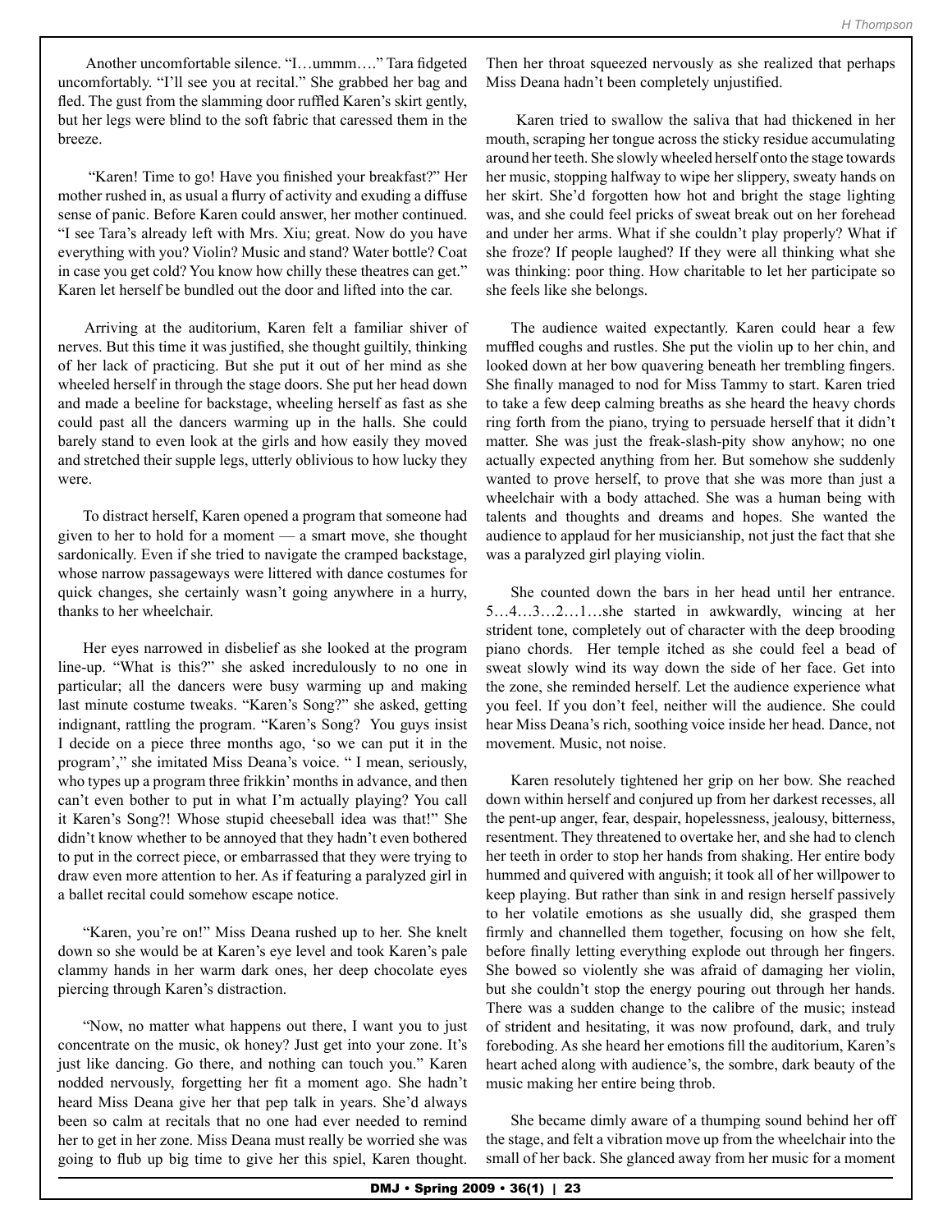Another uncomfortable silence. "I…ummm…." Tara fidgeted uncomfortably. "I'll see you at recital." She grabbed her bag and fled. The gust from the slamming door ruffled Karen's skirt gently, but her legs were blind to the soft fabric that caressed them in the breeze.

"Karen! Time to go! Have you finished your breakfast?" Her mother rushed in, as usual a flurry of activity and exuding a diffuse sense of panic. Before Karen could answer, her mother continued. "I see Tara's already left with Mrs. Xiu; great. Now do you have everything with you? Violin? Music and stand? Water bottle? Coat in case you get cold? You know how chilly these theatres can get." Karen let herself be bundled out the door and lifted into the car.

Arriving at the auditorium, Karen felt a familiar shiver of nerves. But this time it was justified, she thought guiltily, thinking of her lack of practicing. But she put it out of her mind as she wheeled herself in through the stage doors. She put her head down and made a beeline for backstage, wheeling herself as fast as she could past all the dancers warming up in the halls. She could barely stand to even look at the girls and how easily they moved and stretched their supple legs, utterly oblivious to how lucky they were.

To distract herself, Karen opened a program that someone had given to her to hold for a moment — a smart move, she thought sardonically. Even if she tried to navigate the cramped backstage, whose narrow passageways were littered with dance costumes for quick changes, she certainly wasn't going anywhere in a hurry, thanks to her wheelchair.

Her eyes narrowed in disbelief as she looked at the program line-up. "What is this?" she asked incredulously to no one in particular; all the dancers were busy warming up and making last minute costume tweaks. "Karen's Song?" she asked, getting indignant, rattling the program. "Karen's Song? You guys insist I decide on a piece three months ago, 'so we can put it in the program'," she imitated Miss Deana's voice. " I mean, seriously, who types up a program three frikkin' months in advance, and then can't even bother to put in what I'm actually playing? You call it Karen's Song?! Whose stupid cheeseball idea was that!" She didn't know whether to be annoyed that they hadn't even bothered to put in the correct piece, or embarrassed that they were trying to draw even more attention to her. As if featuring a paralyzed girl in a ballet recital could somehow escape notice.

"Karen, you're on!" Miss Deana rushed up to her. She knelt down so she would be at Karen's eye level and took Karen's pale clammy hands in her warm dark ones, her deep chocolate eyes piercing through Karen's distraction.

"Now, no matter what happens out there, I want you to just concentrate on the music, ok honey? Just get into your zone. It's just like dancing. Go there, and nothing can touch you." Karen nodded nervously, forgetting her fit a moment ago. She hadn't heard Miss Deana give her that pep talk in years. She'd always been so calm at recitals that no one had ever needed to remind her to get in her zone. Miss Deana must really be worried she was going to flub up big time to give her this spiel, Karen thought. Then her throat squeezed nervously as she realized that perhaps Miss Deana hadn't been completely unjustified.

Karen tried to swallow the saliva that had thickened in her mouth, scraping her tongue across the sticky residue accumulating around her teeth. She slowly wheeled herself onto the stage towards her music, stopping halfway to wipe her slippery, sweaty hands on her skirt. She'd forgotten how hot and bright the stage lighting was, and she could feel pricks of sweat break out on her forehead and under her arms. What if she couldn't play properly? What if she froze? If people laughed? If they were all thinking what she was thinking: poor thing. How charitable to let her participate so she feels like she belongs.

The audience waited expectantly. Karen could hear a few muffled coughs and rustles. She put the violin up to her chin, and looked down at her bow quavering beneath her trembling fingers. She finally managed to nod for Miss Tammy to start. Karen tried to take a few deep calming breaths as she heard the heavy chords ring forth from the piano, trying to persuade herself that it didn't matter. She was just the freak-slash-pity show anyhow; no one actually expected anything from her. But somehow she suddenly wanted to prove herself, to prove that she was more than just a wheelchair with a body attached. She was a human being with talents and thoughts and dreams and hopes. She wanted the audience to applaud for her musicianship, not just the fact that she was a paralyzed girl playing violin.

She counted down the bars in her head until her entrance. 5…4…3…2…1…she started in awkwardly, wincing at her strident tone, completely out of character with the deep brooding piano chords. Her temple itched as she could feel a bead of sweat slowly wind its way down the side of her face. Get into the zone, she reminded herself. Let the audience experience what you feel. If you don't feel, neither will the audience. She could hear Miss Deana's rich, soothing voice inside her head. Dance, not movement. Music, not noise.

Karen resolutely tightened her grip on her bow. She reached down within herself and conjured up from her darkest recesses, all the pent-up anger, fear, despair, hopelessness, jealousy, bitterness, resentment. They threatened to overtake her, and she had to clench her teeth in order to stop her hands from shaking. Her entire body hummed and quivered with anguish; it took all of her willpower to keep playing. But rather than sink in and resign herself passively to her volatile emotions as she usually did, she grasped them firmly and channelled them together, focusing on how she felt, before finally letting everything explode out through her fingers. She bowed so violently she was afraid of damaging her violin, but she couldn't stop the energy pouring out through her hands. There was a sudden change to the calibre of the music; instead of strident and hesitating, it was now profound, dark, and truly foreboding. As she heard her emotions fill the auditorium, Karen's heart ached along with audience's, the sombre, dark beauty of the music making her entire being throb.

She became dimly aware of a thumping sound behind her off the stage, and felt a vibration move up from the wheelchair into the small of her back. She glanced away from her music for a moment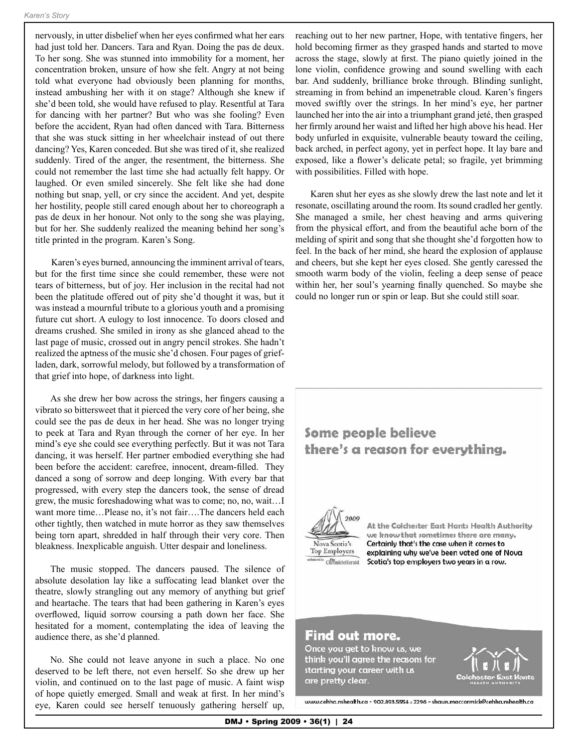nervously, in utter disbelief when her eyes confirmed what her ears had just told her. Dancers. Tara and Ryan. Doing the pas de deux. To her song. She was stunned into immobility for a moment, her concentration broken, unsure of how she felt. Angry at not being told what everyone had obviously been planning for months, instead ambushing her with it on stage? Although she knew if she'd been told, she would have refused to play. Resentful at Tara for dancing with her partner? But who was she fooling? Even before the accident, Ryan had often danced with Tara. Bitterness that she was stuck sitting in her wheelchair instead of out there dancing? Yes, Karen conceded. But she was tired of it, she realized suddenly. Tired of the anger, the resentment, the bitterness. She could not remember the last time she had actually felt happy. Or laughed. Or even smiled sincerely. She felt like she had done nothing but snap, yell, or cry since the accident. And yet, despite her hostility, people still cared enough about her to choreograph a pas de deux in her honour. Not only to the song she was playing, but for her. She suddenly realized the meaning behind her song's title printed in the program. Karen's Song.

Karen's eyes burned, announcing the imminent arrival of tears, but for the first time since she could remember, these were not tears of bitterness, but of joy. Her inclusion in the recital had not been the platitude offered out of pity she'd thought it was, but it was instead a mournful tribute to a glorious youth and a promising future cut short. A eulogy to lost innocence. To doors closed and dreams crushed. She smiled in irony as she glanced ahead to the last page of music, crossed out in angry pencil strokes. She hadn't realized the aptness of the music she'd chosen. Four pages of grief-laden, dark, sorrowful melody, but followed by a transformation of that grief into hope, of darkness into light.

As she drew her bow across the strings, her fingers causing a vibrato so bittersweet that it pierced the very core of her being, she could see the pas de deux in her head. She was no longer trying to peek at Tara and Ryan through the corner of her eye. In her mind's eye she could see everything perfectly. But it was not Tara dancing, it was herself. Her partner embodied everything she had been before the accident: carefree, innocent, dream-filled. They danced a song of sorrow and deep longing. With every bar that progressed, with every step the dancers took, the sense of dread grew, the music foreshadowing what was to come; no, no, wait…I want more time…Please no, it's not fair….The dancers held each other tightly, then watched in mute horror as they saw themselves being torn apart, shredded in half through their very core. Then bleakness. Inexplicable anguish. Utter despair and loneliness.

The music stopped. The dancers paused. The silence of absolute desolation lay like a suffocating lead blanket over the theatre, slowly strangling out any memory of anything but grief and heartache. The tears that had been gathering in Karen's eyes overflowed, liquid sorrow coursing a path down her face. She hesitated for a moment, contemplating the idea of leaving the audience there, as she'd planned.

No. She could not leave anyone in such a place. No one deserved to be left there, not even herself. So she drew up her violin, and continued on to the last page of music. A faint wisp of hope quietly emerged. Small and weak at first. In her mind's eye, Karen could see herself tenuously gathering herself up, reaching out to her new partner, Hope, with tentative fingers, her hold becoming firmer as they grasped hands and started to move across the stage, slowly at first. The piano quietly joined in the lone violin, confidence growing and sound swelling with each bar. And suddenly, brilliance broke through. Blinding sunlight, streaming in from behind an impenetrable cloud. Karen's fingers moved swiftly over the strings. In her mind's eye, her partner launched her into the air into a triumphant grand jeté, then grasped her firmly around her waist and lifted her high above his head. Her body unfurled in exquisite, vulnerable beauty toward the ceiling, back arched, in perfect agony, yet in perfect hope. It lay bare and exposed, like a flower's delicate petal; so fragile, yet brimming with possibilities. Filled with hope.

Karen shut her eyes as she slowly drew the last note and let it resonate, oscillating around the room. Its sound cradled her gently. She managed a smile, her chest heaving and arms quivering from the physical effort, and from the beautiful ache born of the melding of spirit and song that she thought she'd forgotten how to feel. In the back of her mind, she heard the explosion of applause and cheers, but she kept her eyes closed. She gently caressed the smooth warm body of the violin, feeling a deep sense of peace within her, her soul's yearning finally quenched. So maybe she could no longer run or spin or leap. But she could still soar.

**Some people believe there's a reason for everything.**

2009 Nova Scotia's Top Employers as featured in The ChronicleHerald

**At the Colchester East Hants Health Authority we know that sometimes there are many. Certainly that's the case when it comes to explaining why we've been voted one of Nova Scotia's top employers two years in a row.**

**Find out more.**

Once you get to know us, we think you'll agree the reasons for starting your career with us are pretty clear.

Colchester East Hants Health Authority

www.cehha.nshealth.ca - 902.893.5554 x 2296 - shaun.maccormick@cehha.nshealth.ca